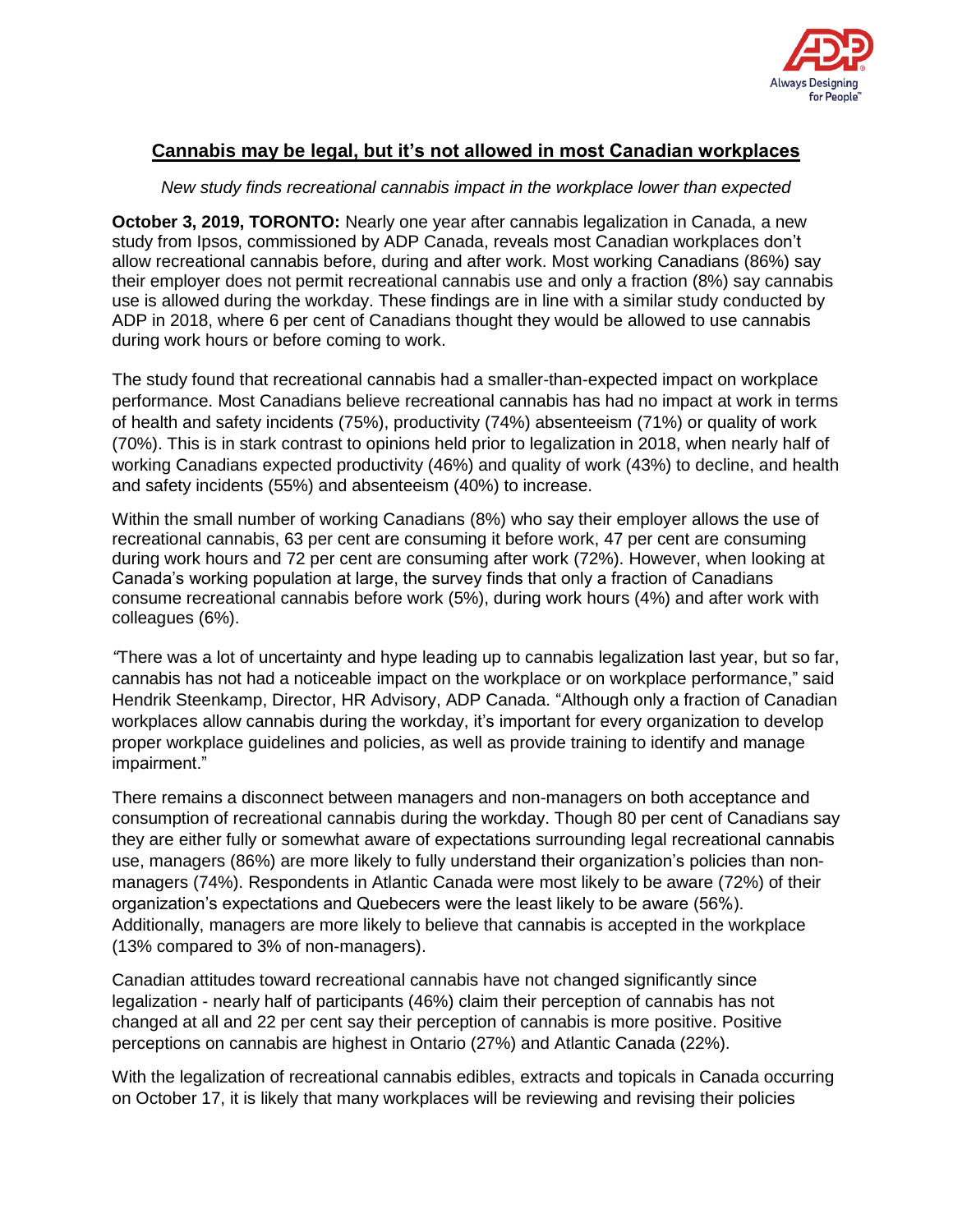## Cannabis may be legal, but it's not allowed in most Canadian workplaces

*New study finds recreational cannabis impact in the workplace lower than expected*

**October 3, 2019, TORONTO:** Nearly one year after cannabis legalization in Canada, a new study from Ipsos, commissioned by ADP Canada, reveals most Canadian workplaces don't allow recreational cannabis before, during and after work. Most working Canadians (86%) say their employer does not permit recreational cannabis use and only a fraction (8%) say cannabis use is allowed during the workday. These findings are in line with a similar study conducted by ADP in 2018, where 6 per cent of Canadians thought they would be allowed to use cannabis during work hours or before coming to work.

The study found that recreational cannabis had a smaller-than-expected impact on workplace performance. Most Canadians believe recreational cannabis has had no impact at work in terms of health and safety incidents (75%), productivity (74%) absenteeism (71%) or quality of work (70%). This is in stark contrast to opinions held prior to legalization in 2018, when nearly half of working Canadians expected productivity (46%) and quality of work (43%) to decline, and health and safety incidents (55%) and absenteeism (40%) to increase.

Within the small number of working Canadians (8%) who say their employer allows the use of recreational cannabis, 63 per cent are consuming it before work, 47 per cent are consuming during work hours and 72 per cent are consuming after work (72%). However, when looking at Canada's working population at large, the survey finds that only a fraction of Canadians consume recreational cannabis before work (5%), during work hours (4%) and after work with colleagues (6%).

"There was a lot of uncertainty and hype leading up to cannabis legalization last year, but so far, cannabis has not had a noticeable impact on the workplace or on workplace performance," said Hendrik Steenkamp, Director, HR Advisory, ADP Canada. "Although only a fraction of Canadian workplaces allow cannabis during the workday, it's important for every organization to develop proper workplace guidelines and policies, as well as provide training to identify and manage impairment."

There remains a disconnect between managers and non-managers on both acceptance and consumption of recreational cannabis during the workday. Though 80 per cent of Canadians say they are either fully or somewhat aware of expectations surrounding legal recreational cannabis use, managers (86%) are more likely to fully understand their organization's policies than non-managers (74%). Respondents in Atlantic Canada were most likely to be aware (72%) of their organization's expectations and Quebecers were the least likely to be aware (56%). Additionally, managers are more likely to believe that cannabis is accepted in the workplace (13% compared to 3% of non-managers).

Canadian attitudes toward recreational cannabis have not changed significantly since legalization - nearly half of participants (46%) claim their perception of cannabis has not changed at all and 22 per cent say their perception of cannabis is more positive. Positive perceptions on cannabis are highest in Ontario (27%) and Atlantic Canada (22%).

With the legalization of recreational cannabis edibles, extracts and topicals in Canada occurring on October 17, it is likely that many workplaces will be reviewing and revising their policies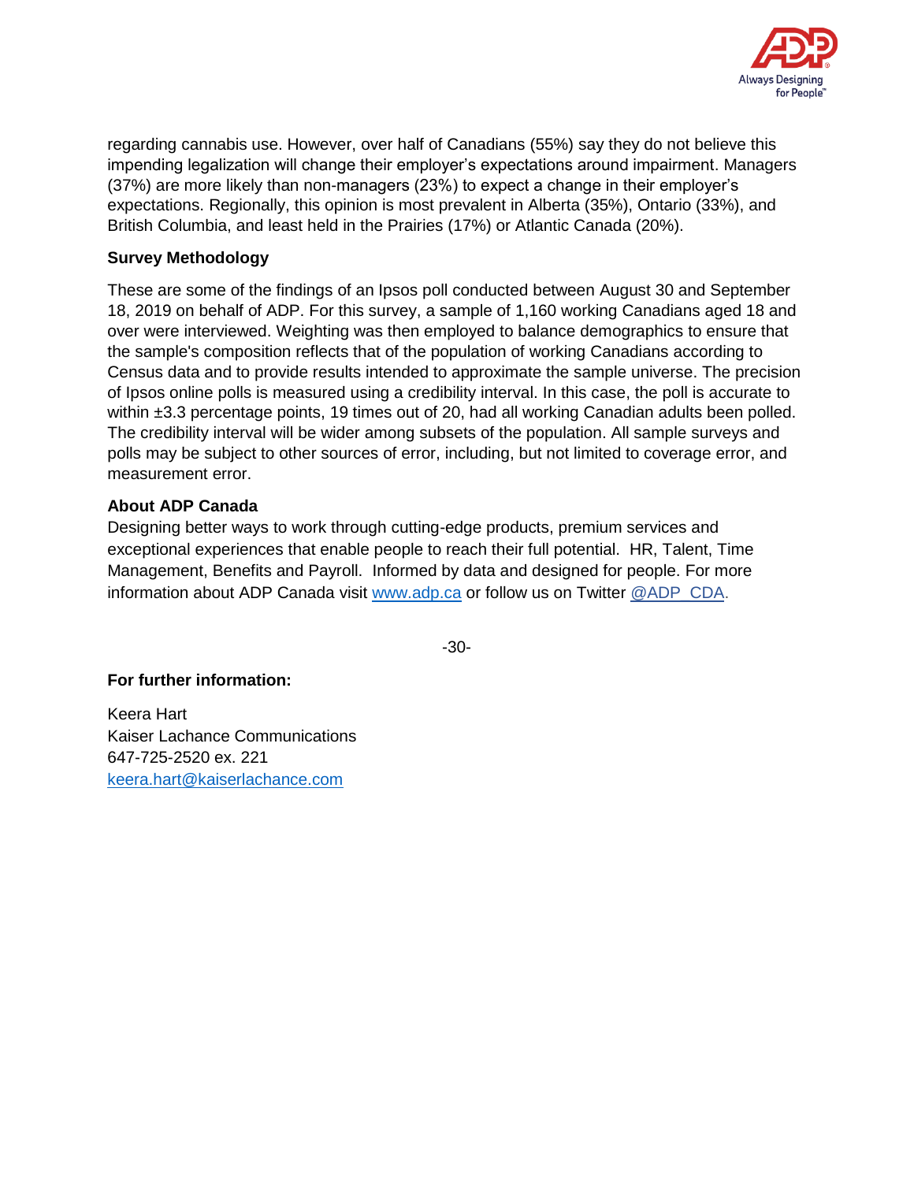regarding cannabis use. However, over half of Canadians (55%) say they do not believe this impending legalization will change their employer's expectations around impairment. Managers (37%) are more likely than non-managers (23%) to expect a change in their employer's expectations. Regionally, this opinion is most prevalent in Alberta (35%), Ontario (33%), and British Columbia, and least held in the Prairies (17%) or Atlantic Canada (20%).

**Survey Methodology**

These are some of the findings of an Ipsos poll conducted between August 30 and September 18, 2019 on behalf of ADP. For this survey, a sample of 1,160 working Canadians aged 18 and over were interviewed. Weighting was then employed to balance demographics to ensure that the sample's composition reflects that of the population of working Canadians according to Census data and to provide results intended to approximate the sample universe. The precision of Ipsos online polls is measured using a credibility interval. In this case, the poll is accurate to within ±3.3 percentage points, 19 times out of 20, had all working Canadian adults been polled. The credibility interval will be wider among subsets of the population. All sample surveys and polls may be subject to other sources of error, including, but not limited to coverage error, and measurement error.

**About ADP Canada**

Designing better ways to work through cutting-edge products, premium services and exceptional experiences that enable people to reach their full potential. HR, Talent, Time Management, Benefits and Payroll. Informed by data and designed for people. For more information about ADP Canada visit www.adp.ca or follow us on Twitter @ADP_CDA.

-30-

**For further information:**

Keera Hart
Kaiser Lachance Communications
647-725-2520 ex. 221
keera.hart@kaiserlachance.com